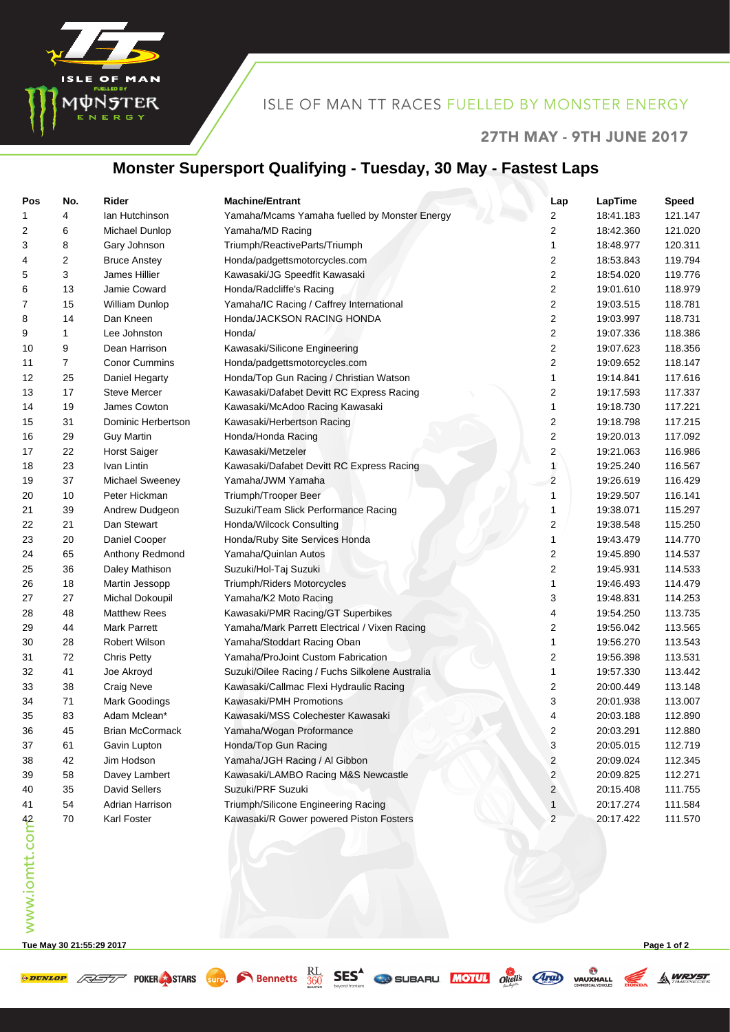ISLE OF MAN TT RACES FUELLED BY MONSTER ENERGY

27TH MAY - 9TH JUNE 2017

# Monster Supersport Qualifying - Tuesday, 30 May - Fastest Laps

| Pos | No. | Rider | Machine/Entrant | Lap | LapTime | Speed |
|---|---|---|---|---|---|---|
| 1 | 4 | Ian Hutchinson | Yamaha/Mcams Yamaha fuelled by Monster Energy | 2 | 18:41.183 | 121.147 |
| 2 | 6 | Michael Dunlop | Yamaha/MD Racing | 2 | 18:42.360 | 121.020 |
| 3 | 8 | Gary Johnson | Triumph/ReactiveParts/Triumph | 1 | 18:48.977 | 120.311 |
| 4 | 2 | Bruce Anstey | Honda/padgettsmotorcycles.com | 2 | 18:53.843 | 119.794 |
| 5 | 3 | James Hillier | Kawasaki/JG Speedfit Kawasaki | 2 | 18:54.020 | 119.776 |
| 6 | 13 | Jamie Coward | Honda/Radcliffe's Racing | 2 | 19:01.610 | 118.979 |
| 7 | 15 | William Dunlop | Yamaha/IC Racing / Caffrey International | 2 | 19:03.515 | 118.781 |
| 8 | 14 | Dan Kneen | Honda/JACKSON RACING HONDA | 2 | 19:03.997 | 118.731 |
| 9 | 1 | Lee Johnston | Honda/ | 2 | 19:07.336 | 118.386 |
| 10 | 9 | Dean Harrison | Kawasaki/Silicone Engineering | 2 | 19:07.623 | 118.356 |
| 11 | 7 | Conor Cummins | Honda/padgettsmotorcycles.com | 2 | 19:09.652 | 118.147 |
| 12 | 25 | Daniel Hegarty | Honda/Top Gun Racing / Christian Watson | 1 | 19:14.841 | 117.616 |
| 13 | 17 | Steve Mercer | Kawasaki/Dafabet Devitt RC Express Racing | 2 | 19:17.593 | 117.337 |
| 14 | 19 | James Cowton | Kawasaki/McAdoo Racing Kawasaki | 1 | 19:18.730 | 117.221 |
| 15 | 31 | Dominic Herbertson | Kawasaki/Herbertson Racing | 2 | 19:18.798 | 117.215 |
| 16 | 29 | Guy Martin | Honda/Honda Racing | 2 | 19:20.013 | 117.092 |
| 17 | 22 | Horst Saiger | Kawasaki/Metzeler | 2 | 19:21.063 | 116.986 |
| 18 | 23 | Ivan Lintin | Kawasaki/Dafabet Devitt RC Express Racing | 1 | 19:25.240 | 116.567 |
| 19 | 37 | Michael Sweeney | Yamaha/JWM Yamaha | 2 | 19:26.619 | 116.429 |
| 20 | 10 | Peter Hickman | Triumph/Trooper Beer | 1 | 19:29.507 | 116.141 |
| 21 | 39 | Andrew Dudgeon | Suzuki/Team Slick Performance Racing | 1 | 19:38.071 | 115.297 |
| 22 | 21 | Dan Stewart | Honda/Wilcock Consulting | 2 | 19:38.548 | 115.250 |
| 23 | 20 | Daniel Cooper | Honda/Ruby Site Services Honda | 1 | 19:43.479 | 114.770 |
| 24 | 65 | Anthony Redmond | Yamaha/Quinlan Autos | 2 | 19:45.890 | 114.537 |
| 25 | 36 | Daley Mathison | Suzuki/Hol-Taj Suzuki | 2 | 19:45.931 | 114.533 |
| 26 | 18 | Martin Jessopp | Triumph/Riders Motorcycles | 1 | 19:46.493 | 114.479 |
| 27 | 27 | Michal Dokoupil | Yamaha/K2 Moto Racing | 3 | 19:48.831 | 114.253 |
| 28 | 48 | Matthew Rees | Kawasaki/PMR Racing/GT Superbikes | 4 | 19:54.250 | 113.735 |
| 29 | 44 | Mark Parrett | Yamaha/Mark Parrett Electrical / Vixen Racing | 2 | 19:56.042 | 113.565 |
| 30 | 28 | Robert Wilson | Yamaha/Stoddart Racing Oban | 1 | 19:56.270 | 113.543 |
| 31 | 72 | Chris Petty | Yamaha/ProJoint Custom Fabrication | 2 | 19:56.398 | 113.531 |
| 32 | 41 | Joe Akroyd | Suzuki/Oilee Racing / Fuchs Silkolene Australia | 1 | 19:57.330 | 113.442 |
| 33 | 38 | Craig Neve | Kawasaki/Callmac Flexi Hydraulic Racing | 2 | 20:00.449 | 113.148 |
| 34 | 71 | Mark Goodings | Kawasaki/PMH Promotions | 3 | 20:01.938 | 113.007 |
| 35 | 83 | Adam Mclean* | Kawasaki/MSS Colechester Kawasaki | 4 | 20:03.188 | 112.890 |
| 36 | 45 | Brian McCormack | Yamaha/Wogan Proformance | 2 | 20:03.291 | 112.880 |
| 37 | 61 | Gavin Lupton | Honda/Top Gun Racing | 3 | 20:05.015 | 112.719 |
| 38 | 42 | Jim Hodson | Yamaha/JGH Racing / Al Gibbon | 2 | 20:09.024 | 112.345 |
| 39 | 58 | Davey Lambert | Kawasaki/LAMBO Racing M&S Newcastle | 2 | 20:09.825 | 112.271 |
| 40 | 35 | David Sellers | Suzuki/PRF Suzuki | 2 | 20:15.408 | 111.755 |
| 41 | 54 | Adrian Harrison | Triumph/Silicone Engineering Racing | 1 | 20:17.274 | 111.584 |
| 42 | 70 | Karl Foster | Kawasaki/R Gower powered Piston Fosters | 2 | 20:17.422 | 111.570 |

www.iomtt.com

Tue May 30 21:55:29 2017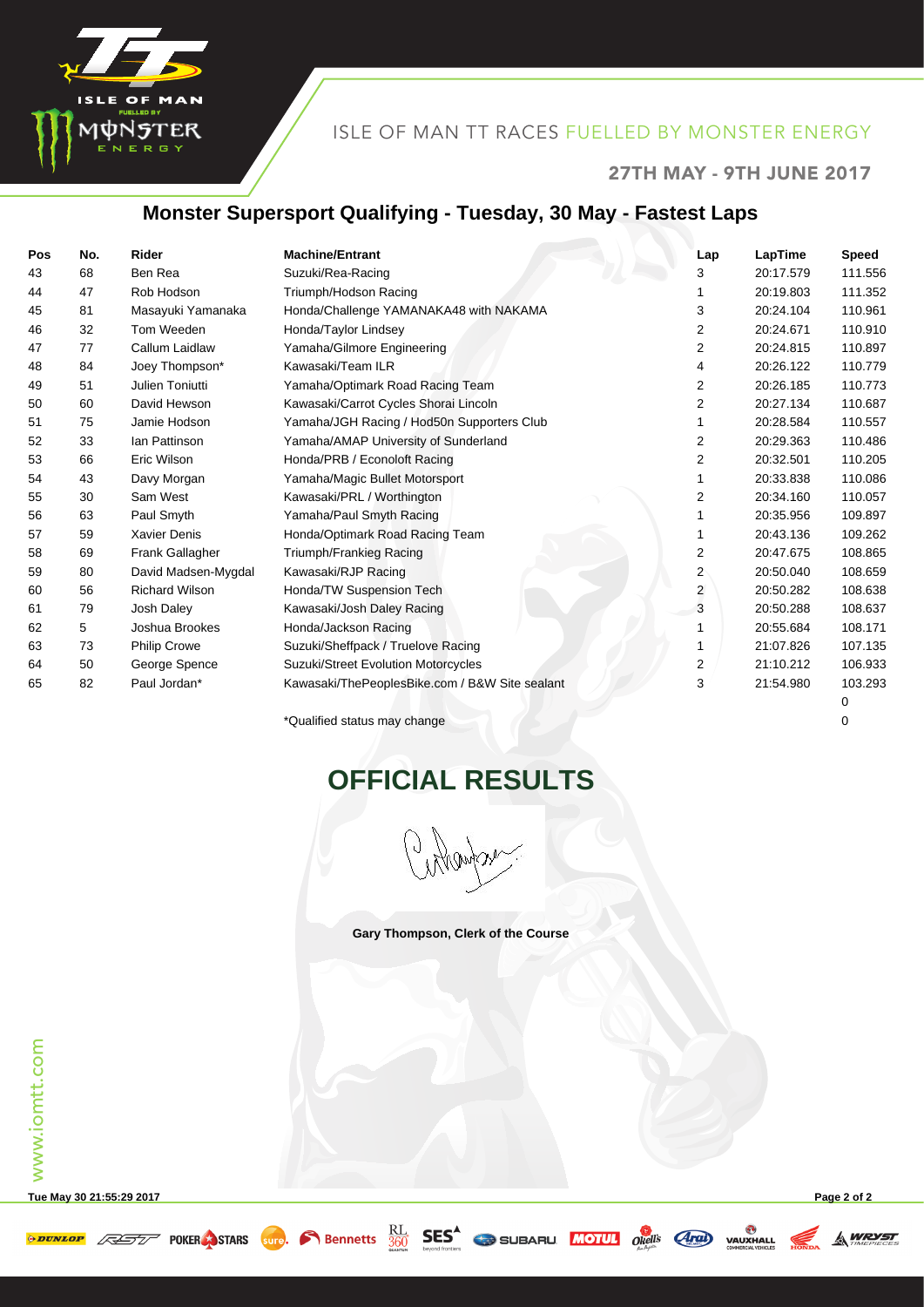## Monster Supersport Qualifying - Tuesday, 30 May - Fastest Laps

| Pos | No. | Rider | Machine/Entrant | Lap | LapTime | Speed |
|---|---|---|---|---|---|---|
| 43 | 68 | Ben Rea | Suzuki/Rea-Racing | 3 | 20:17.579 | 111.556 |
| 44 | 47 | Rob Hodson | Triumph/Hodson Racing | 1 | 20:19.803 | 111.352 |
| 45 | 81 | Masayuki Yamanaka | Honda/Challenge YAMANAKA48 with NAKAMA | 3 | 20:24.104 | 110.961 |
| 46 | 32 | Tom Weeden | Honda/Taylor Lindsey | 2 | 20:24.671 | 110.910 |
| 47 | 77 | Callum Laidlaw | Yamaha/Gilmore Engineering | 2 | 20:24.815 | 110.897 |
| 48 | 84 | Joey Thompson* | Kawasaki/Team ILR | 4 | 20:26.122 | 110.779 |
| 49 | 51 | Julien Toniutti | Yamaha/Optimark Road Racing Team | 2 | 20:26.185 | 110.773 |
| 50 | 60 | David Hewson | Kawasaki/Carrot Cycles Shorai Lincoln | 2 | 20:27.134 | 110.687 |
| 51 | 75 | Jamie Hodson | Yamaha/JGH Racing / Hod50n Supporters Club | 1 | 20:28.584 | 110.557 |
| 52 | 33 | Ian Pattinson | Yamaha/AMAP University of Sunderland | 2 | 20:29.363 | 110.486 |
| 53 | 66 | Eric Wilson | Honda/PRB / Econoloft Racing | 2 | 20:32.501 | 110.205 |
| 54 | 43 | Davy Morgan | Yamaha/Magic Bullet Motorsport | 1 | 20:33.838 | 110.086 |
| 55 | 30 | Sam West | Kawasaki/PRL / Worthington | 2 | 20:34.160 | 110.057 |
| 56 | 63 | Paul Smyth | Yamaha/Paul Smyth Racing | 1 | 20:35.956 | 109.897 |
| 57 | 59 | Xavier Denis | Honda/Optimark Road Racing Team | 1 | 20:43.136 | 109.262 |
| 58 | 69 | Frank Gallagher | Triumph/Frankieg Racing | 2 | 20:47.675 | 108.865 |
| 59 | 80 | David Madsen-Mygdal | Kawasaki/RJP Racing | 2 | 20:50.040 | 108.659 |
| 60 | 56 | Richard Wilson | Honda/TW Suspension Tech | 2 | 20:50.282 | 108.638 |
| 61 | 79 | Josh Daley | Kawasaki/Josh Daley Racing | 3 | 20:50.288 | 108.637 |
| 62 | 5 | Joshua Brookes | Honda/Jackson Racing | 1 | 20:55.684 | 108.171 |
| 63 | 73 | Philip Crowe | Suzuki/Sheffpack / Truelove Racing | 1 | 21:07.826 | 107.135 |
| 64 | 50 | George Spence | Suzuki/Street Evolution Motorcycles | 2 | 21:10.212 | 106.933 |
| 65 | 82 | Paul Jordan* | Kawasaki/ThePeoplesBike.com / B&W Site sealant | 3 | 21:54.980 | 103.293 |
| | | | | | | 0 |
| | | | *Qualified status may change | | | 0 |

# OFFICIAL RESULTS

**Gary Thompson, Clerk of the Course**

www.iomtt.com

**Tue May 30 21:55:29 2017**